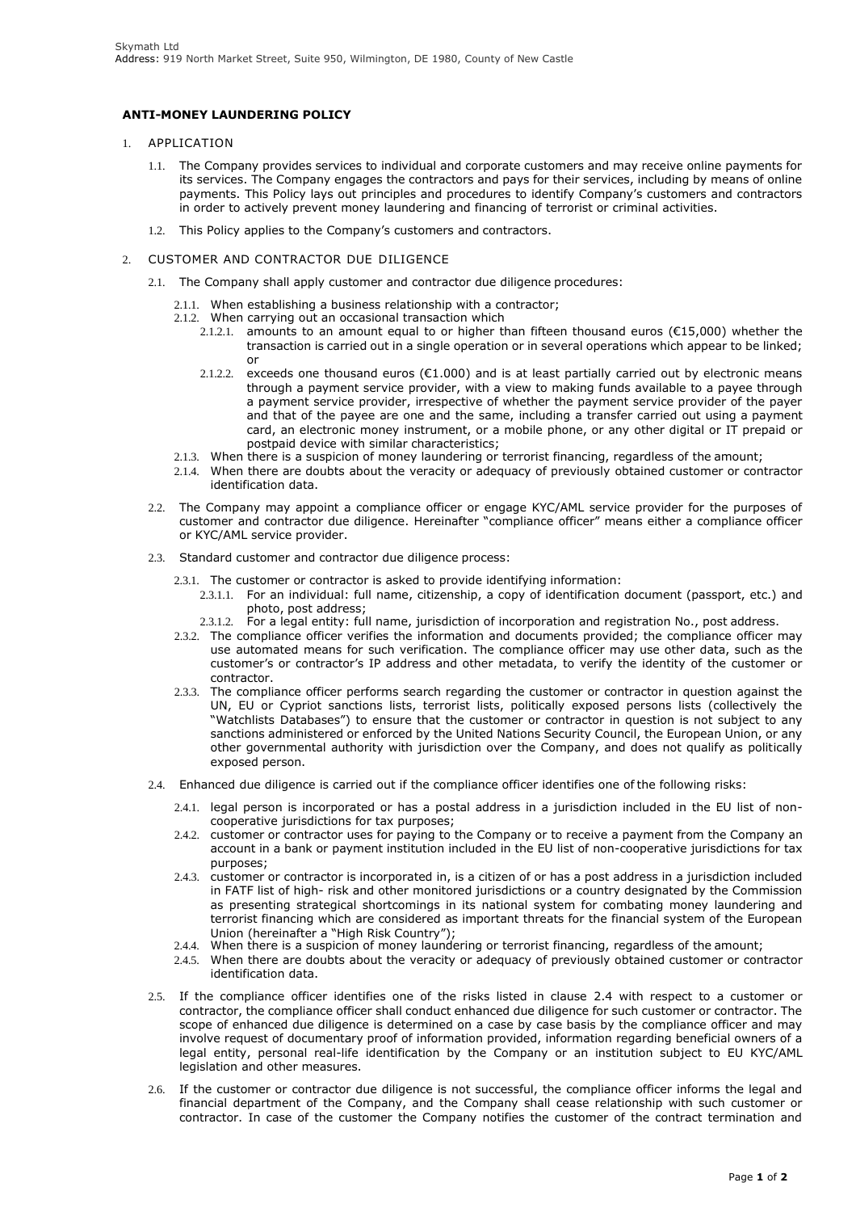Skymath Ltd
Address: 919 North Market Street, Suite 950, Wilmington, DE 1980, County of New Castle

**ANTI-MONEY LAUNDERING POLICY**

1. APPLICATION

   1.1. The Company provides services to individual and corporate customers and may receive online payments for its services. The Company engages the contractors and pays for their services, including by means of online payments. This Policy lays out principles and procedures to identify Company's customers and contractors in order to actively prevent money laundering and financing of terrorist or criminal activities.

   1.2. This Policy applies to the Company's customers and contractors.

2. CUSTOMER AND CONTRACTOR DUE DILIGENCE

   2.1. The Company shall apply customer and contractor due diligence procedures:

      2.1.1. When establishing a business relationship with a contractor;

      2.1.2. When carrying out an occasional transaction which

         2.1.2.1. amounts to an amount equal to or higher than fifteen thousand euros (€15,000) whether the transaction is carried out in a single operation or in several operations which appear to be linked; or

         2.1.2.2. exceeds one thousand euros (€1.000) and is at least partially carried out by electronic means through a payment service provider, with a view to making funds available to a payee through a payment service provider, irrespective of whether the payment service provider of the payer and that of the payee are one and the same, including a transfer carried out using a payment card, an electronic money instrument, or a mobile phone, or any other digital or IT prepaid or postpaid device with similar characteristics;

      2.1.3. When there is a suspicion of money laundering or terrorist financing, regardless of the amount;

      2.1.4. When there are doubts about the veracity or adequacy of previously obtained customer or contractor identification data.

   2.2. The Company may appoint a compliance officer or engage KYC/AML service provider for the purposes of customer and contractor due diligence. Hereinafter "compliance officer" means either a compliance officer or KYC/AML service provider.

   2.3. Standard customer and contractor due diligence process:

      2.3.1. The customer or contractor is asked to provide identifying information:

         2.3.1.1. For an individual: full name, citizenship, a copy of identification document (passport, etc.) and photo, post address;

         2.3.1.2. For a legal entity: full name, jurisdiction of incorporation and registration No., post address.

      2.3.2. The compliance officer verifies the information and documents provided; the compliance officer may use automated means for such verification. The compliance officer may use other data, such as the customer's or contractor's IP address and other metadata, to verify the identity of the customer or contractor.

      2.3.3. The compliance officer performs search regarding the customer or contractor in question against the UN, EU or Cypriot sanctions lists, terrorist lists, politically exposed persons lists (collectively the "Watchlists Databases") to ensure that the customer or contractor in question is not subject to any sanctions administered or enforced by the United Nations Security Council, the European Union, or any other governmental authority with jurisdiction over the Company, and does not qualify as politically exposed person.

   2.4. Enhanced due diligence is carried out if the compliance officer identifies one of the following risks:

      2.4.1. legal person is incorporated or has a postal address in a jurisdiction included in the EU list of non-cooperative jurisdictions for tax purposes;

      2.4.2. customer or contractor uses for paying to the Company or to receive a payment from the Company an account in a bank or payment institution included in the EU list of non-cooperative jurisdictions for tax purposes;

      2.4.3. customer or contractor is incorporated in, is a citizen of or has a post address in a jurisdiction included in FATF list of high- risk and other monitored jurisdictions or a country designated by the Commission as presenting strategical shortcomings in its national system for combating money laundering and terrorist financing which are considered as important threats for the financial system of the European Union (hereinafter a "High Risk Country");

      2.4.4. When there is a suspicion of money laundering or terrorist financing, regardless of the amount;

      2.4.5. When there are doubts about the veracity or adequacy of previously obtained customer or contractor identification data.

   2.5. If the compliance officer identifies one of the risks listed in clause 2.4 with respect to a customer or contractor, the compliance officer shall conduct enhanced due diligence for such customer or contractor. The scope of enhanced due diligence is determined on a case by case basis by the compliance officer and may involve request of documentary proof of information provided, information regarding beneficial owners of a legal entity, personal real-life identification by the Company or an institution subject to EU KYC/AML legislation and other measures.

   2.6. If the customer or contractor due diligence is not successful, the compliance officer informs the legal and financial department of the Company, and the Company shall cease relationship with such customer or contractor. In case of the customer the Company notifies the customer of the contract termination and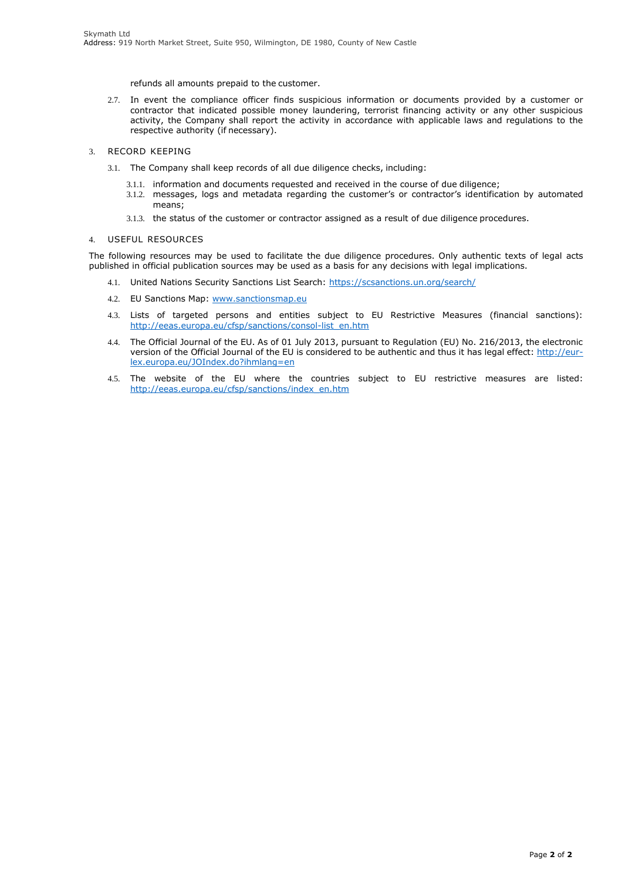refunds all amounts prepaid to the customer.

2.7. In event the compliance officer finds suspicious information or documents provided by a customer or contractor that indicated possible money laundering, terrorist financing activity or any other suspicious activity, the Company shall report the activity in accordance with applicable laws and regulations to the respective authority (if necessary).

## 3. RECORD KEEPING

3.1. The Company shall keep records of all due diligence checks, including:

3.1.1. information and documents requested and received in the course of due diligence;

3.1.2. messages, logs and metadata regarding the customer's or contractor's identification by automated means;

3.1.3. the status of the customer or contractor assigned as a result of due diligence procedures.

## 4. USEFUL RESOURCES

The following resources may be used to facilitate the due diligence procedures. Only authentic texts of legal acts published in official publication sources may be used as a basis for any decisions with legal implications.

4.1. United Nations Security Sanctions List Search: https://scsanctions.un.org/search/

4.2. EU Sanctions Map: www.sanctionsmap.eu

4.3. Lists of targeted persons and entities subject to EU Restrictive Measures (financial sanctions): http://eeas.europa.eu/cfsp/sanctions/consol-list_en.htm

4.4. The Official Journal of the EU. As of 01 July 2013, pursuant to Regulation (EU) No. 216/2013, the electronic version of the Official Journal of the EU is considered to be authentic and thus it has legal effect: http://eur-lex.europa.eu/JOIndex.do?ihmlang=en

4.5. The website of the EU where the countries subject to EU restrictive measures are listed: http://eeas.europa.eu/cfsp/sanctions/index_en.htm